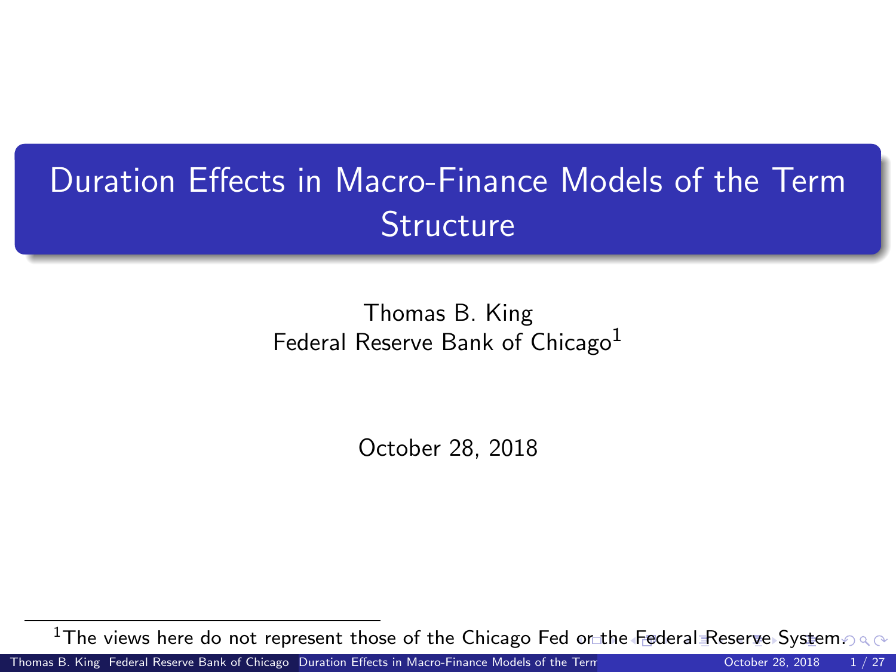# Duration Effects in Macro-Finance Models of the Term Structure

Thomas B. King
Federal Reserve Bank of Chicago[1]

October 28, 2018

[1] The views here do not represent those of the Chicago Fed or the Federal Reserve System.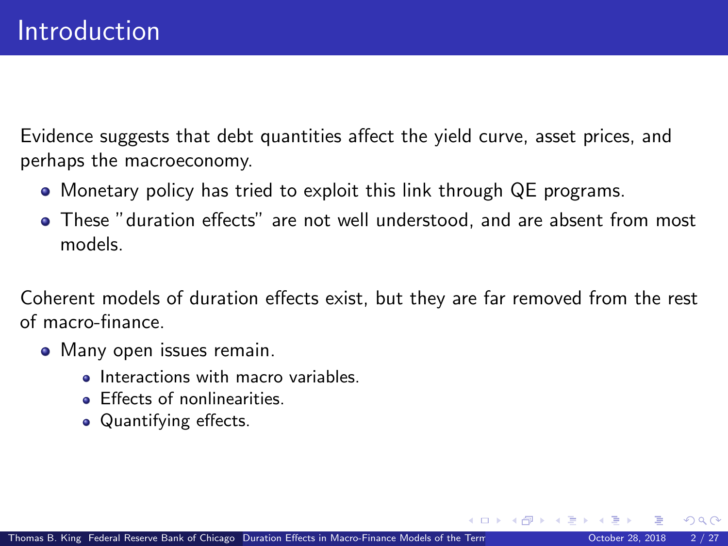# Introduction

Evidence suggests that debt quantities affect the yield curve, asset prices, and perhaps the macroeconomy.

- Monetary policy has tried to exploit this link through QE programs.
- These "duration effects" are not well understood, and are absent from most models.

Coherent models of duration effects exist, but they are far removed from the rest of macro-finance.

- Many open issues remain.
  - Interactions with macro variables.
  - Effects of nonlinearities.
  - Quantifying effects.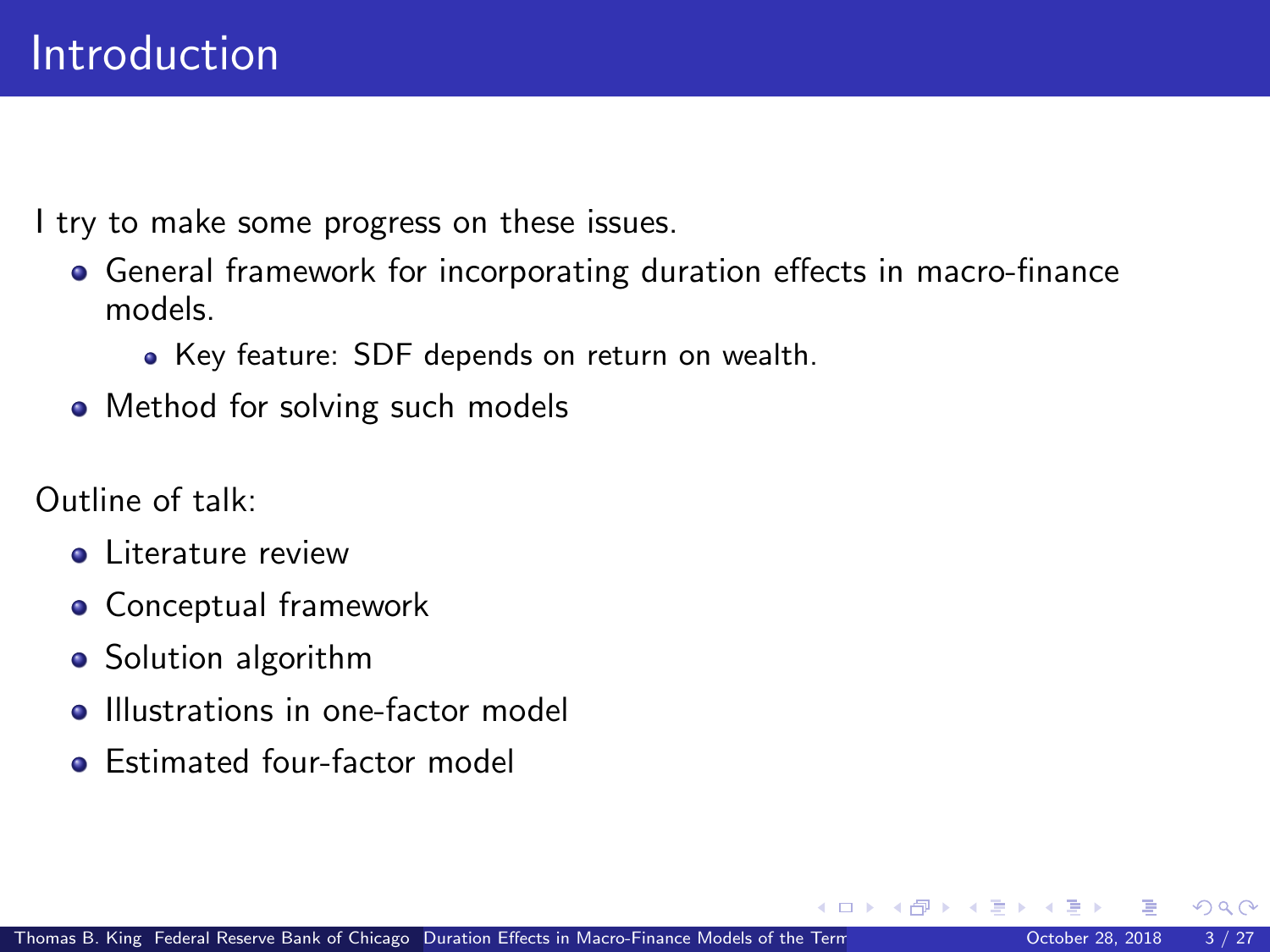# Introduction

I try to make some progress on these issues.

- General framework for incorporating duration effects in macro-finance models.
  - Key feature: SDF depends on return on wealth.
- Method for solving such models

Outline of talk:

- Literature review
- Conceptual framework
- Solution algorithm
- Illustrations in one-factor model
- Estimated four-factor model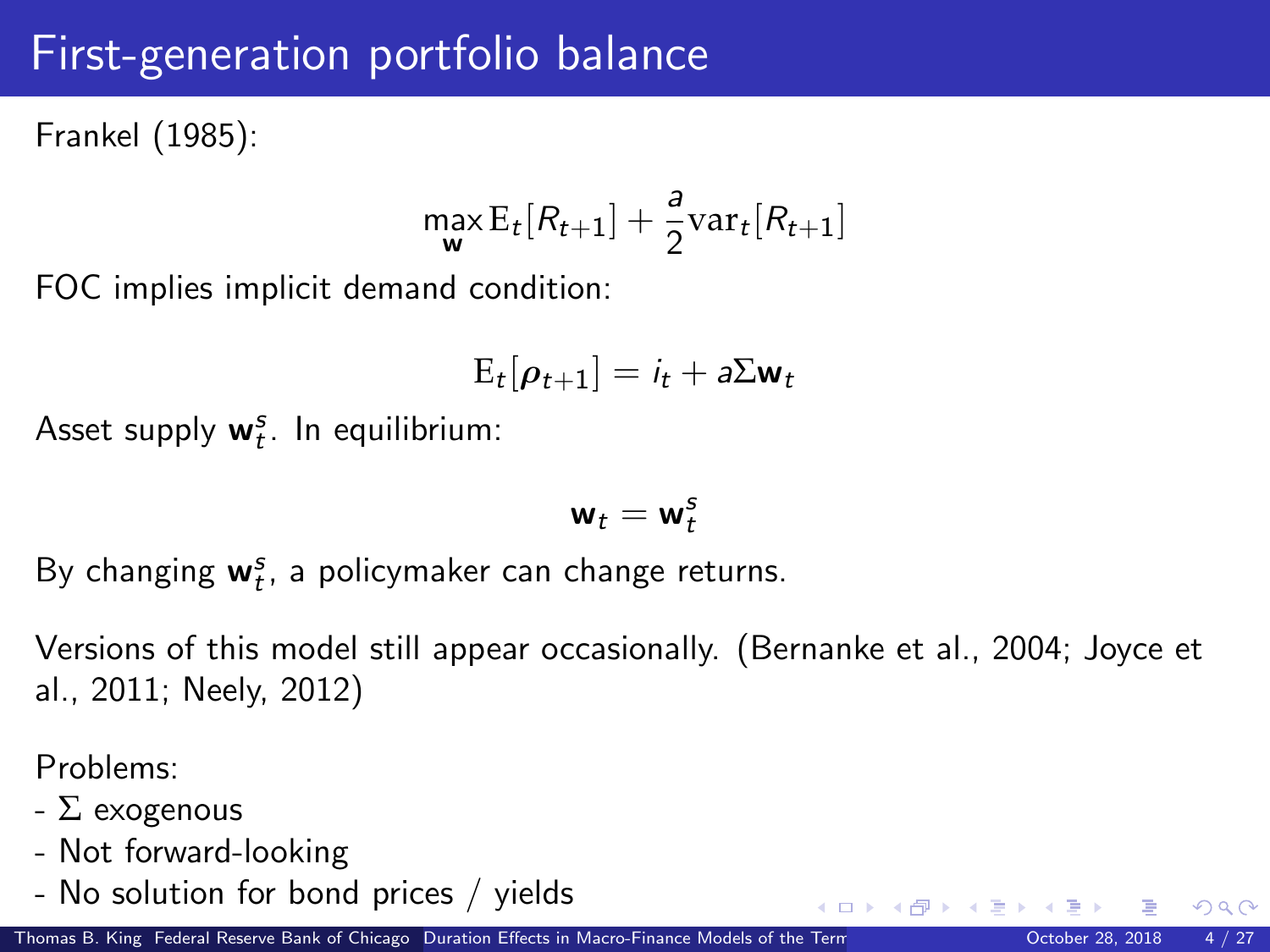# First-generation portfolio balance

Frankel (1985):

$$\max_{\mathbf{w}} \mathrm{E}_t[R_{t+1}] + \frac{a}{2}\mathrm{var}_t[R_{t+1}]$$

FOC implies implicit demand condition:

$$\mathrm{E}_t[\boldsymbol{\rho}_{t+1}] = i_t + a\Sigma\mathbf{w}_t$$

Asset supply $\mathbf{w}_t^s$. In equilibrium:

$$\mathbf{w}_t = \mathbf{w}_t^s$$

By changing $\mathbf{w}_t^s$, a policymaker can change returns.

Versions of this model still appear occasionally. (Bernanke et al., 2004; Joyce et al., 2011; Neely, 2012)

Problems:

- $\Sigma$ exogenous
- Not forward-looking
- No solution for bond prices / yields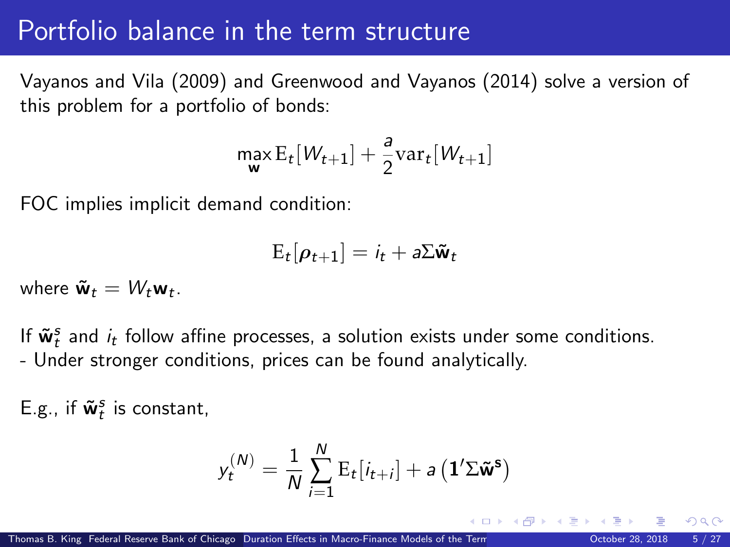# Portfolio balance in the term structure

Vayanos and Vila (2009) and Greenwood and Vayanos (2014) solve a version of this problem for a portfolio of bonds:

$$\max_{\mathbf{w}} \mathrm{E}_t[W_{t+1}] + \frac{a}{2}\mathrm{var}_t[W_{t+1}]$$

FOC implies implicit demand condition:

$$\mathrm{E}_t[\boldsymbol{\rho}_{t+1}] = i_t + a\Sigma\tilde{\mathbf{w}}_t$$

where $\tilde{\mathbf{w}}_t = W_t \mathbf{w}_t$.

If $\tilde{\mathbf{w}}_t^s$ and $i_t$ follow affine processes, a solution exists under some conditions.
- Under stronger conditions, prices can be found analytically.

E.g., if $\tilde{\mathbf{w}}_t^s$ is constant,

$$y_t^{(N)} = \frac{1}{N}\sum_{i=1}^{N} \mathrm{E}_t[i_{t+i}] + a\left(\mathbf{1}'\Sigma\tilde{\mathbf{w}}^{\mathbf{s}}\right)$$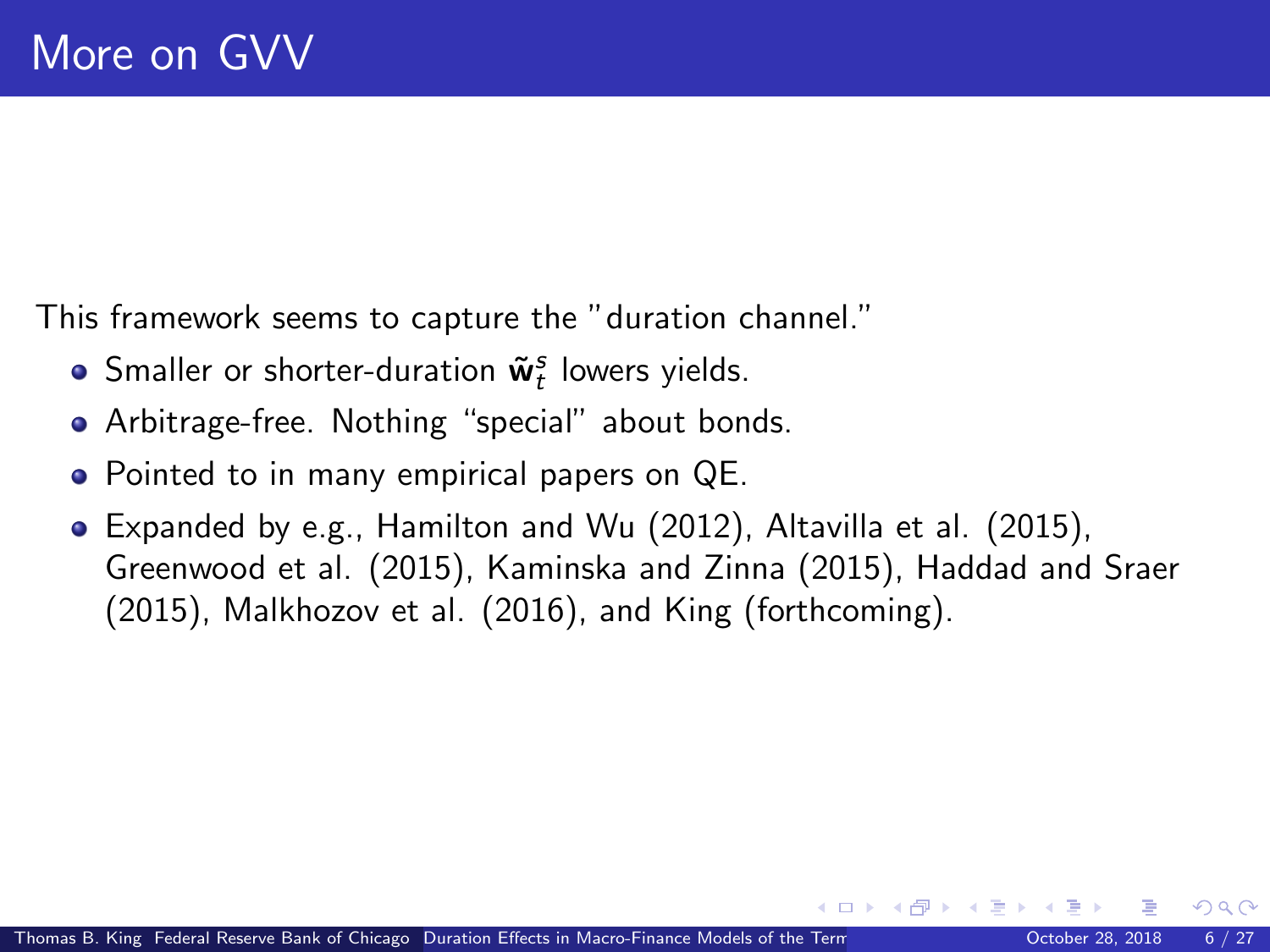# More on GVV

This framework seems to capture the "duration channel."

- Smaller or shorter-duration $\tilde{\mathbf{w}}_t^s$ lowers yields.
- Arbitrage-free. Nothing "special" about bonds.
- Pointed to in many empirical papers on QE.
- Expanded by e.g., Hamilton and Wu (2012), Altavilla et al. (2015), Greenwood et al. (2015), Kaminska and Zinna (2015), Haddad and Sraer (2015), Malkhozov et al. (2016), and King (forthcoming).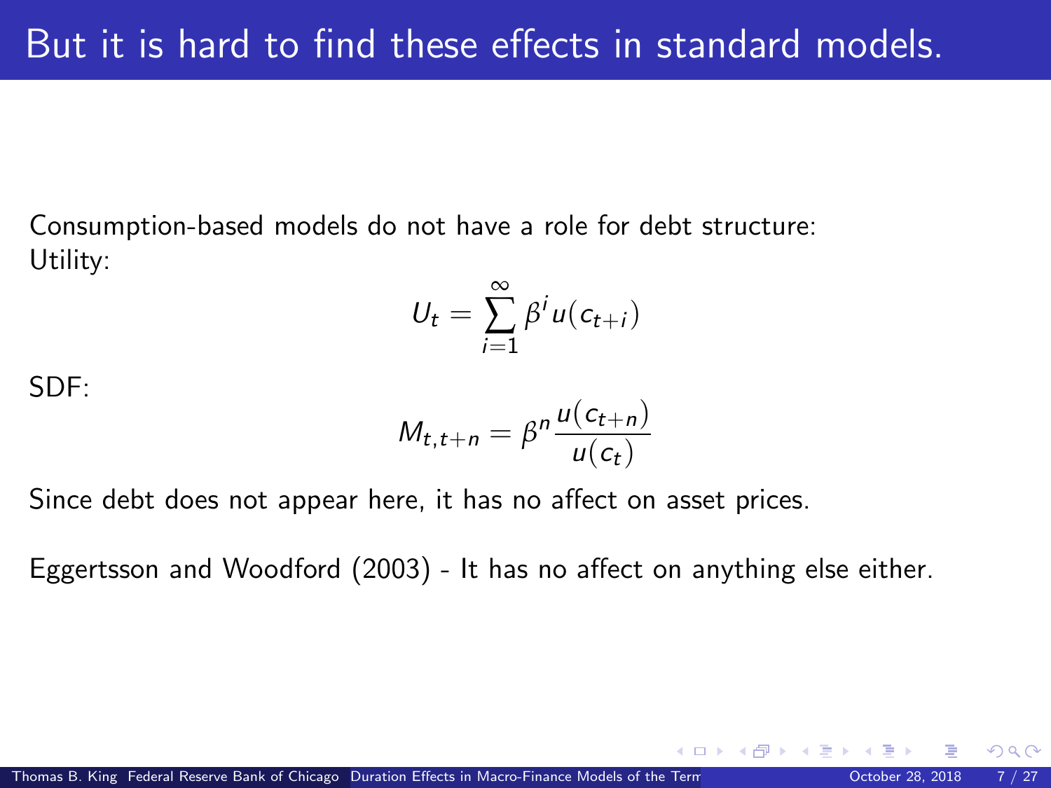# But it is hard to find these effects in standard models.

Consumption-based models do not have a role for debt structure:
Utility:

$$U_t = \sum_{i=1}^{\infty} \beta^i u(c_{t+i})$$

SDF:

$$M_{t,t+n} = \beta^n \frac{u(c_{t+n})}{u(c_t)}$$

Since debt does not appear here, it has no affect on asset prices.

Eggertsson and Woodford (2003) - It has no affect on anything else either.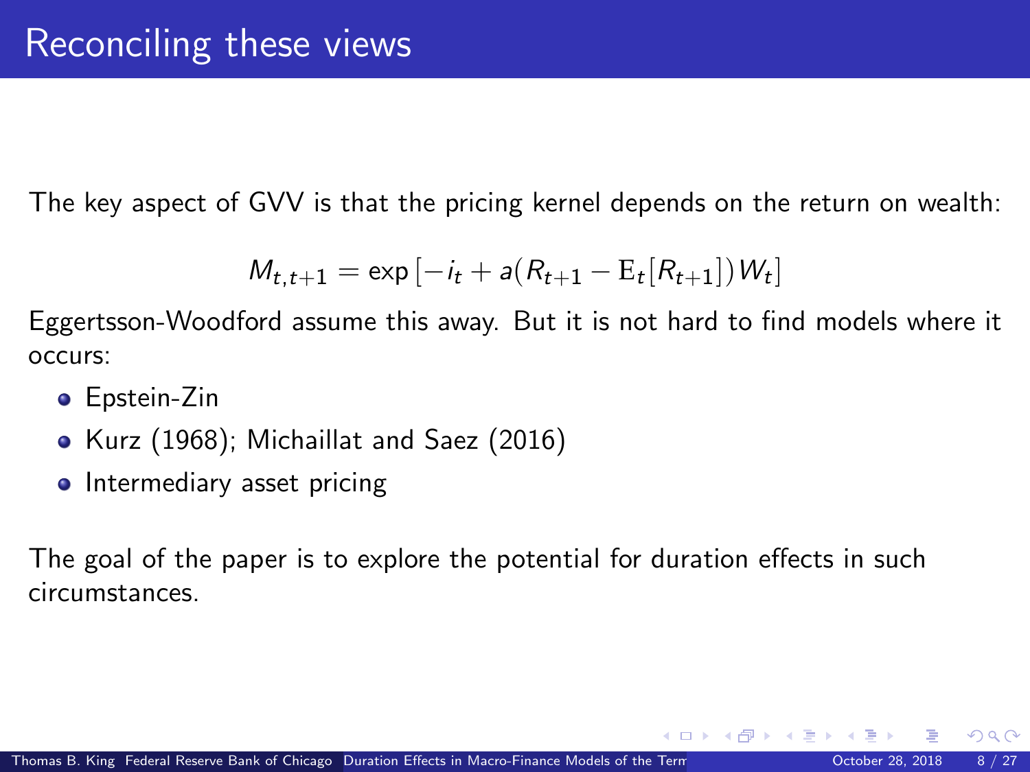# Reconciling these views

The key aspect of GVV is that the pricing kernel depends on the return on wealth:

$$M_{t,t+1} = \exp\left[-i_t + a(R_{t+1} - \mathrm{E}_t[R_{t+1}])W_t\right]$$

Eggertsson-Woodford assume this away. But it is not hard to find models where it occurs:

- Epstein-Zin
- Kurz (1968); Michaillat and Saez (2016)
- Intermediary asset pricing

The goal of the paper is to explore the potential for duration effects in such circumstances.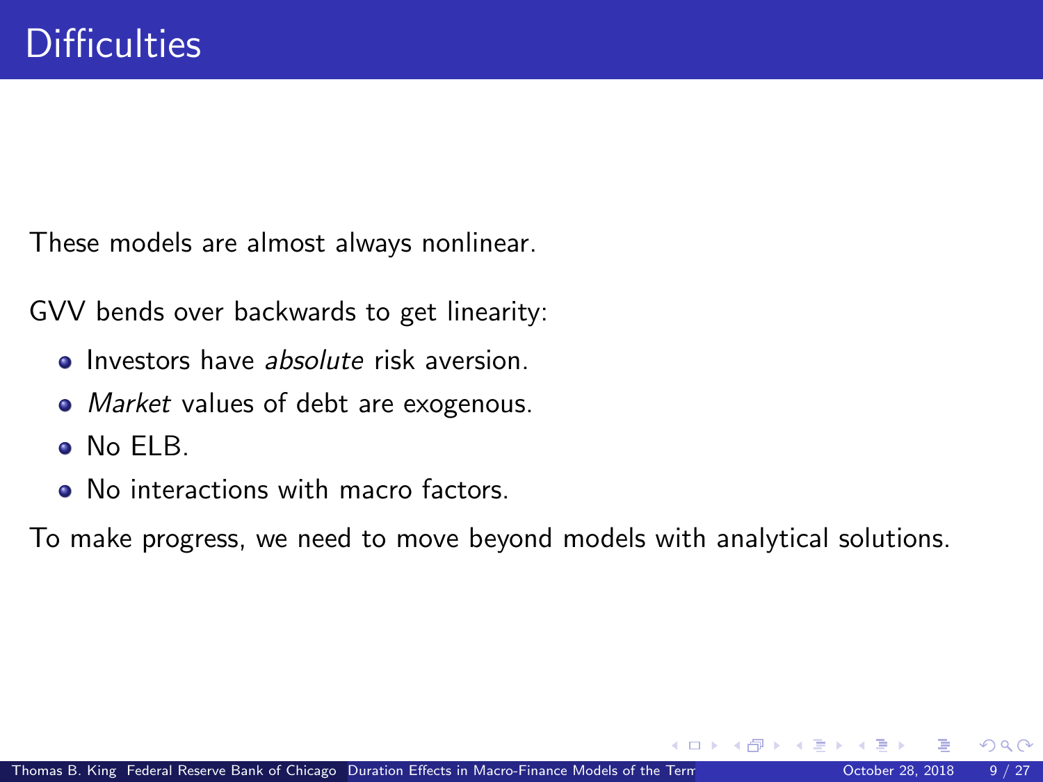# Difficulties

These models are almost always nonlinear.

GVV bends over backwards to get linearity:

- Investors have *absolute* risk aversion.
- *Market* values of debt are exogenous.
- No ELB.
- No interactions with macro factors.

To make progress, we need to move beyond models with analytical solutions.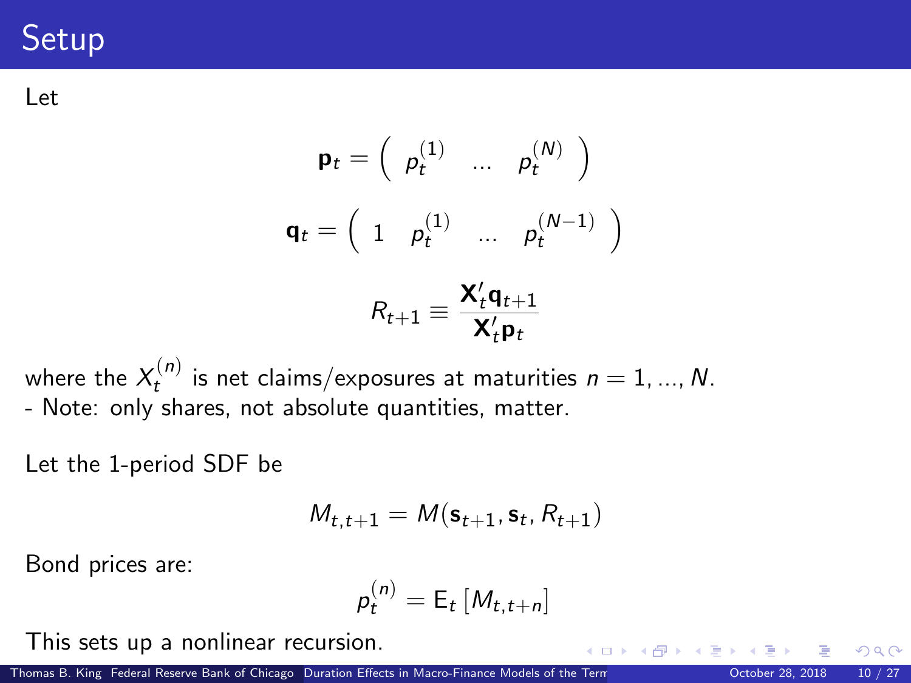# Setup

Let

$$\mathbf{p}_t = \begin{pmatrix} p_t^{(1)} & \ldots & p_t^{(N)} \end{pmatrix}$$

$$\mathbf{q}_t = \begin{pmatrix} 1 & p_t^{(1)} & \ldots & p_t^{(N-1)} \end{pmatrix}$$

$$R_{t+1} \equiv \frac{\mathbf{X}_t' \mathbf{q}_{t+1}}{\mathbf{X}_t' \mathbf{p}_t}$$

where the $X_t^{(n)}$ is net claims/exposures at maturities $n = 1, ..., N$.
- Note: only shares, not absolute quantities, matter.

Let the 1-period SDF be

$$M_{t,t+1} = M(\mathbf{s}_{t+1}, \mathbf{s}_t, R_{t+1})$$

Bond prices are:

$$p_t^{(n)} = \mathrm{E}_t \left[ M_{t,t+n} \right]$$

This sets up a nonlinear recursion.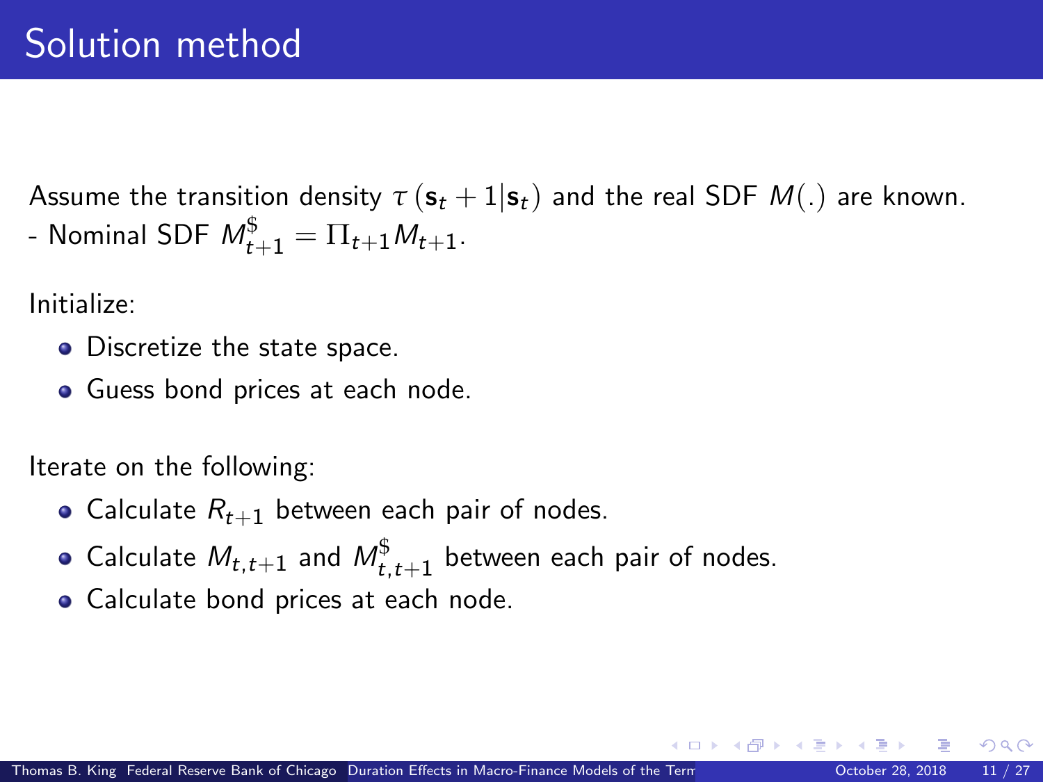# Solution method

Assume the transition density $\tau\left(\mathbf{s}_t + 1 | \mathbf{s}_t\right)$ and the real SDF $M(.)$ are known.
- Nominal SDF $M^{\$}_{t+1} = \Pi_{t+1} M_{t+1}$.

Initialize:

- Discretize the state space.
- Guess bond prices at each node.

Iterate on the following:

- Calculate $R_{t+1}$ between each pair of nodes.
- Calculate $M_{t,t+1}$ and $M^{\$}_{t,t+1}$ between each pair of nodes.
- Calculate bond prices at each node.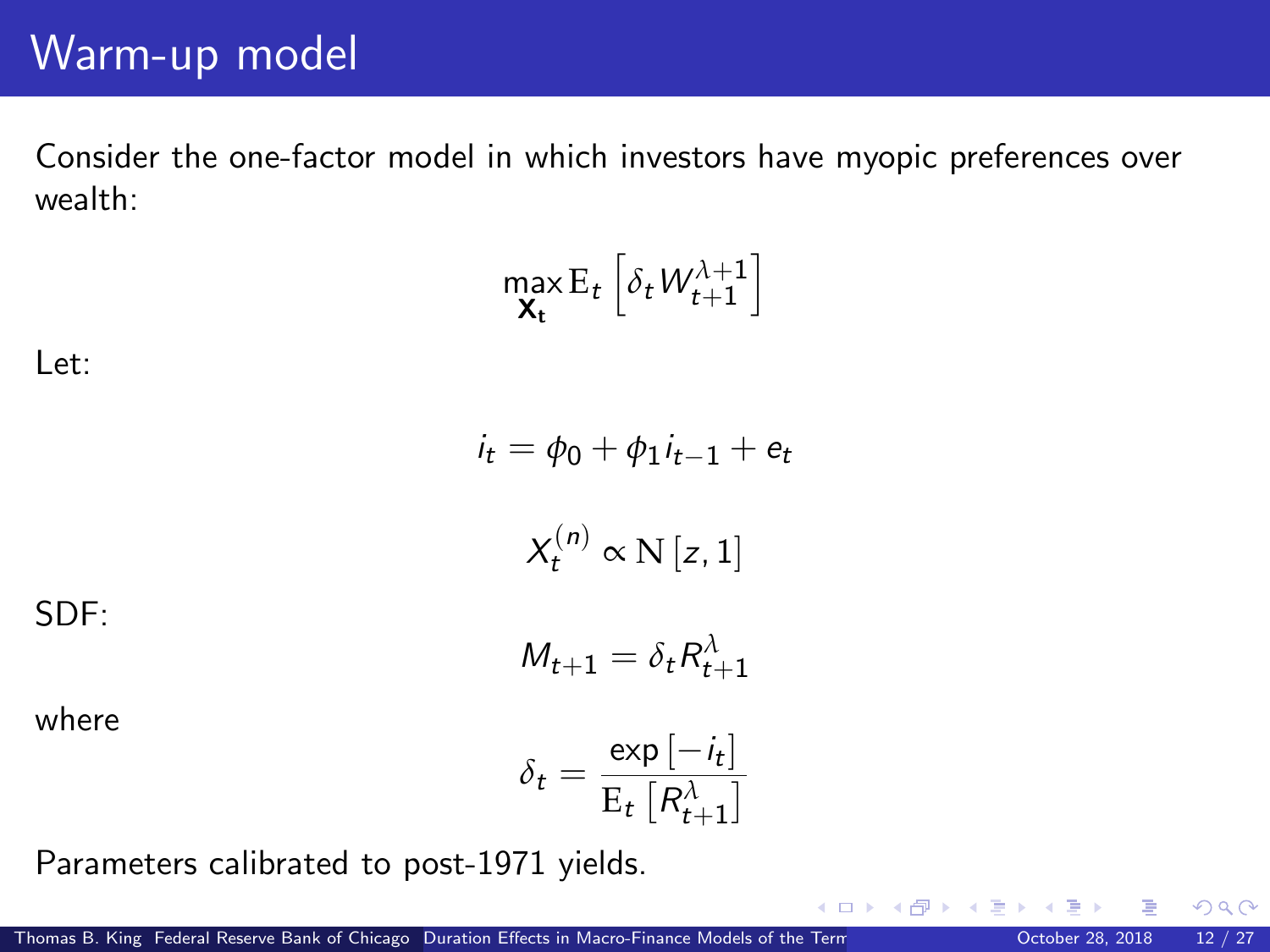# Warm-up model

Consider the one-factor model in which investors have myopic preferences over wealth:

$$\max_{\mathbf{X_t}} \mathrm{E}_t \left[ \delta_t W_{t+1}^{\lambda+1} \right]$$

Let:

$$i_t = \phi_0 + \phi_1 i_{t-1} + e_t$$

$$X_t^{(n)} \propto \mathrm{N}\left[z, 1\right]$$

SDF:

$$M_{t+1} = \delta_t R_{t+1}^{\lambda}$$

where

$$\delta_t = \frac{\exp\left[-i_t\right]}{\mathrm{E}_t\left[R_{t+1}^{\lambda}\right]}$$

Parameters calibrated to post-1971 yields.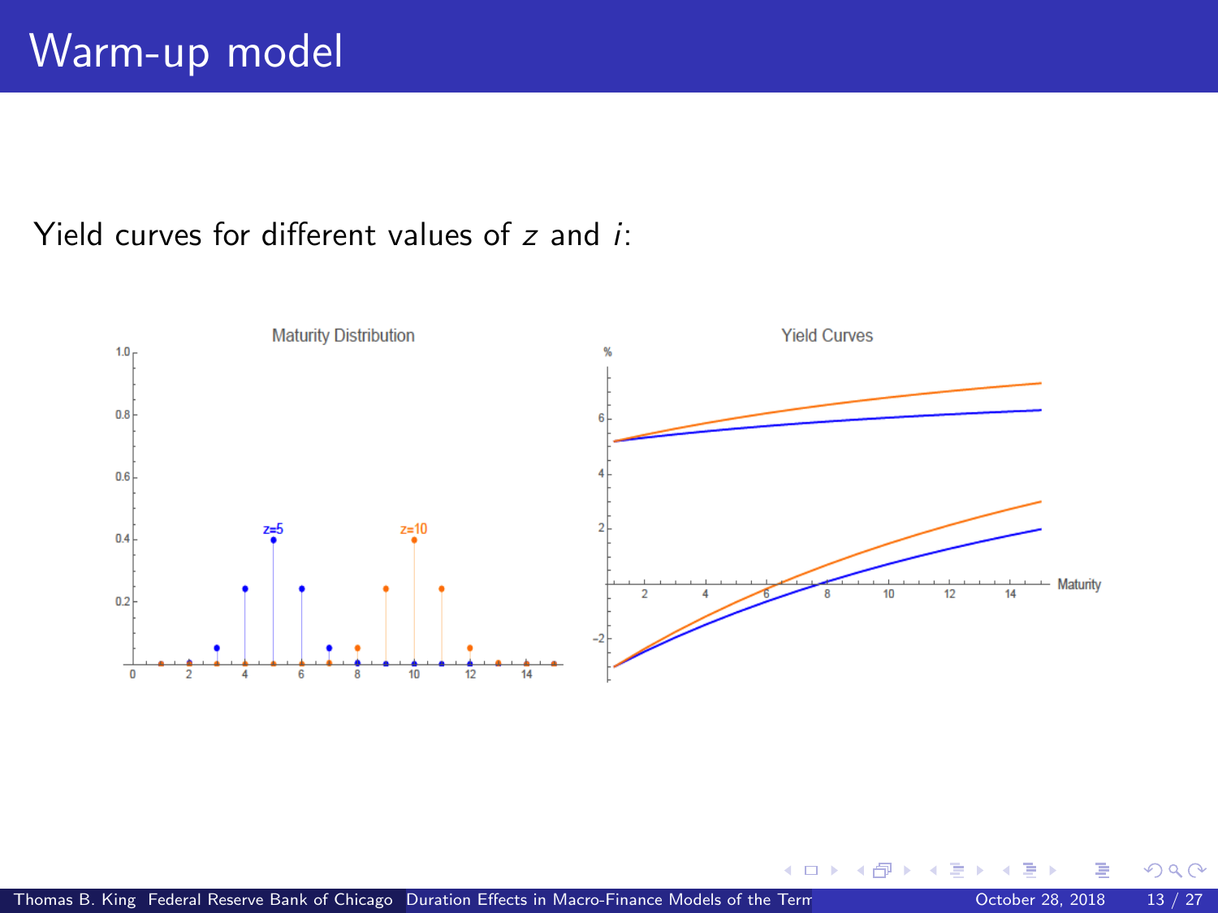# Warm-up model

Yield curves for different values of $z$ and $i$: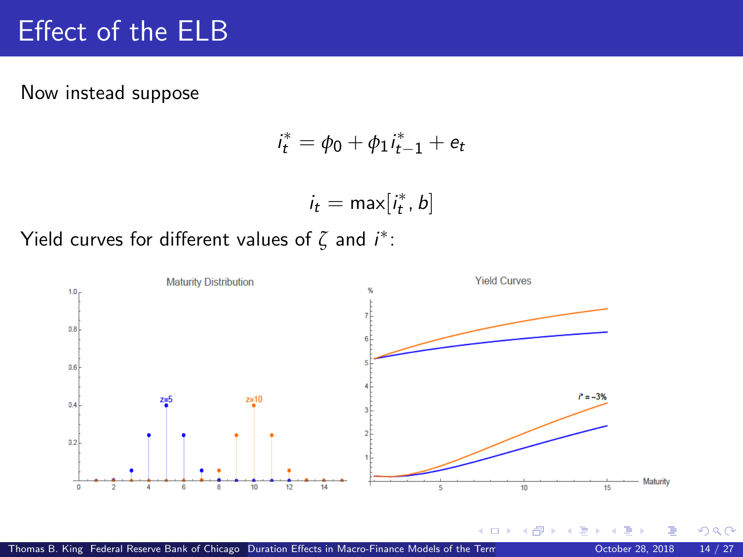# Effect of the ELB

Now instead suppose

$$i_t^* = \phi_0 + \phi_1 i_{t-1}^* + e_t$$

$$i_t = \max[i_t^*, b]$$

Yield curves for different values of $\zeta$ and $i^*$: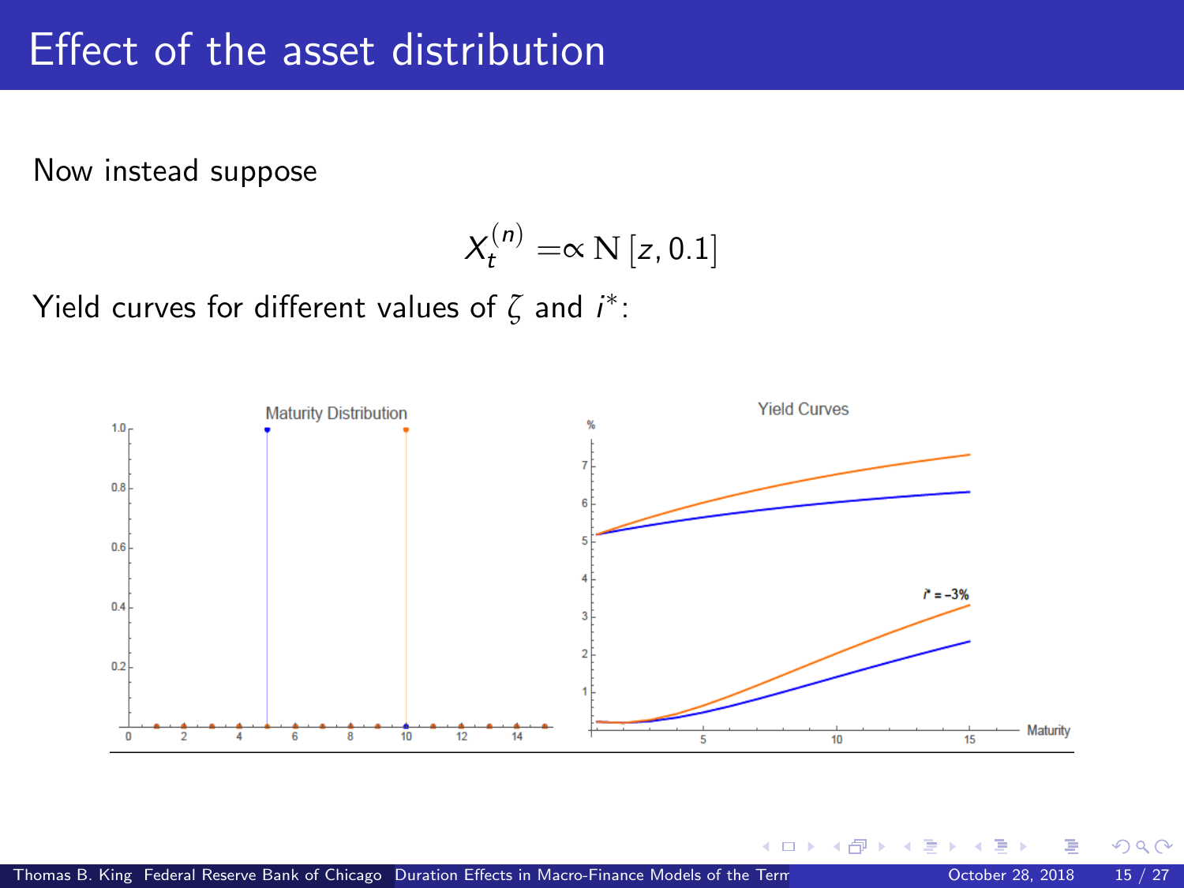# Effect of the asset distribution

Now instead suppose

$$X_t^{(n)} =\propto \mathrm{N}\left[z, 0.1\right]$$

Yield curves for different values of $\zeta$ and $i^*$: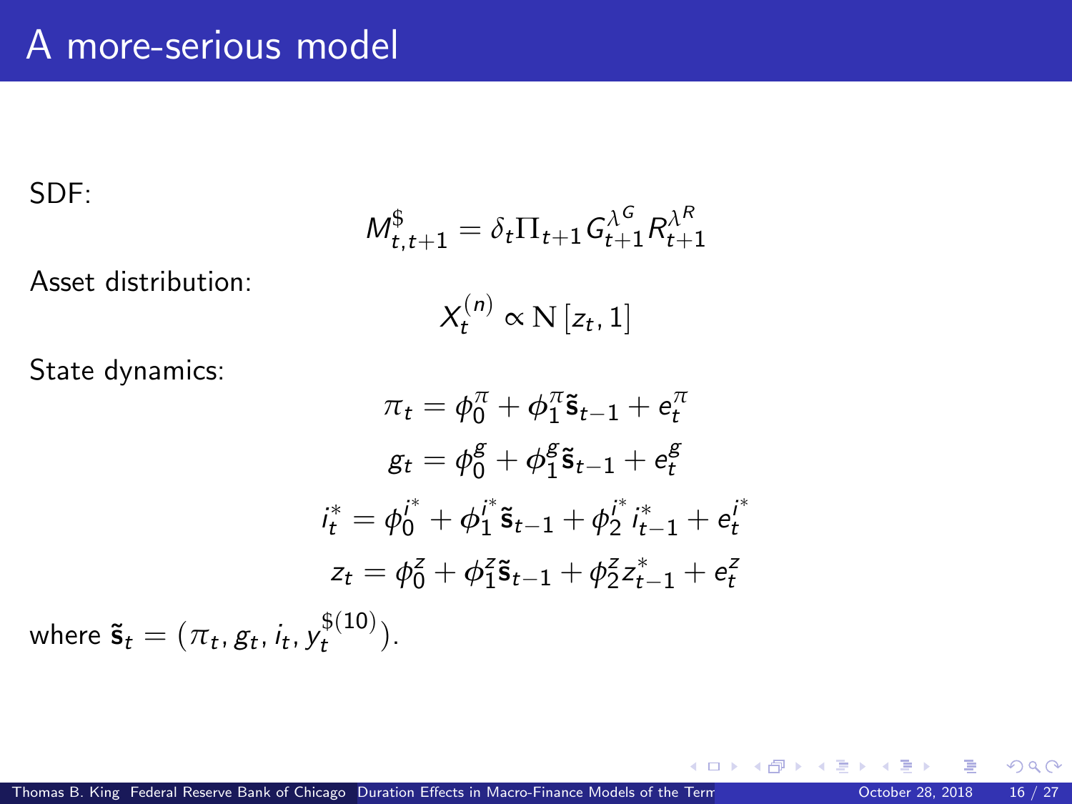# A more-serious model

SDF:

$$M^{\$}_{t,t+1} = \delta_t \Pi_{t+1} G^{\lambda^G}_{t+1} R^{\lambda^R}_{t+1}$$

Asset distribution:

$$X^{(n)}_t \propto \mathrm{N}\left[z_t, 1\right]$$

State dynamics:

$$\pi_t = \phi^{\pi}_0 + \phi^{\pi}_1 \tilde{\mathbf{s}}_{t-1} + e^{\pi}_t$$

$$g_t = \phi^{g}_0 + \phi^{g}_1 \tilde{\mathbf{s}}_{t-1} + e^{g}_t$$

$$i^*_t = \phi^{i^*}_0 + \phi^{i^*}_1 \tilde{\mathbf{s}}_{t-1} + \phi^{i^*}_2 i^*_{t-1} + e^{i^*}_t$$

$$z_t = \phi^{z}_0 + \phi^{z}_1 \tilde{\mathbf{s}}_{t-1} + \phi^{z}_2 z^*_{t-1} + e^{z}_t$$

where $\tilde{\mathbf{s}}_t = (\pi_t, g_t, i_t, y^{\$(10)}_t)$.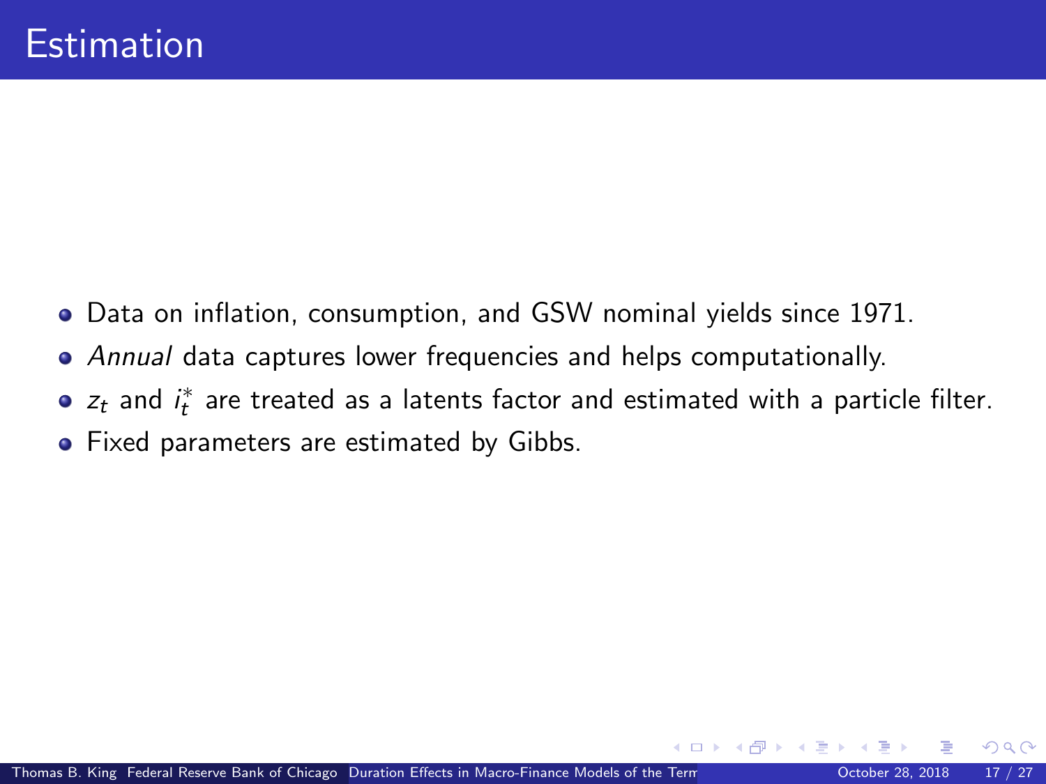# Estimation

- Data on inflation, consumption, and GSW nominal yields since 1971.
- *Annual* data captures lower frequencies and helps computationally.
- $z_t$ and $i_t^*$ are treated as a latents factor and estimated with a particle filter.
- Fixed parameters are estimated by Gibbs.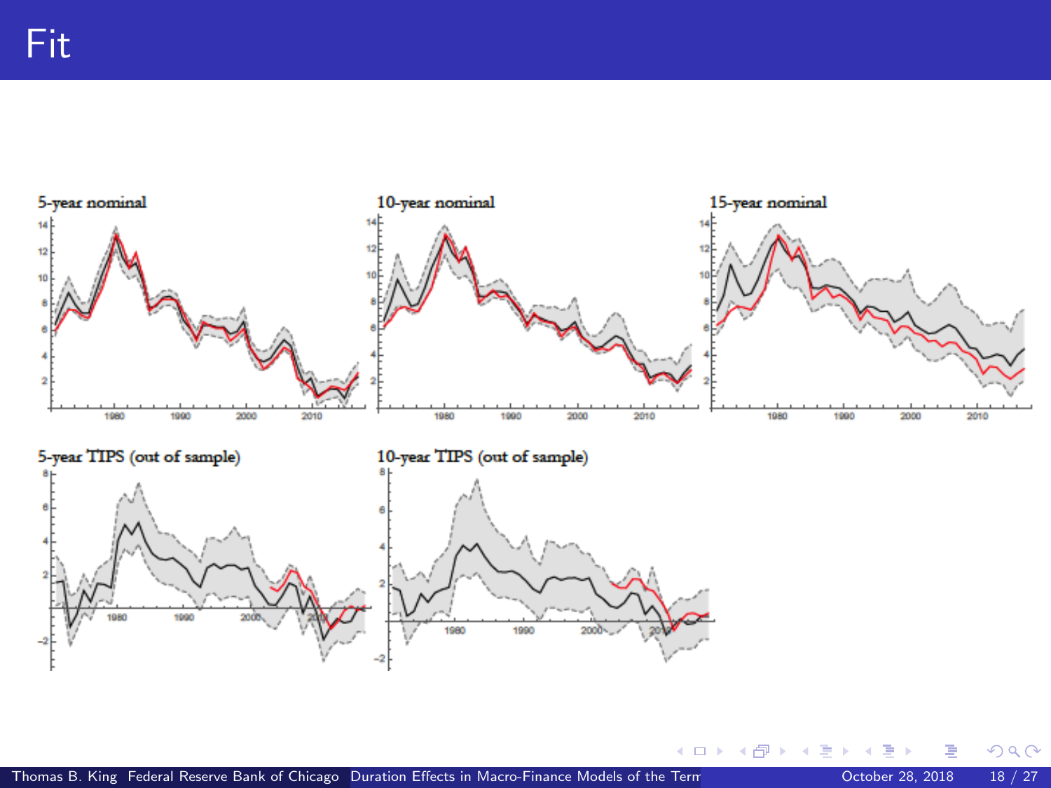# Fit

5-year nominal

10-year nominal

15-year nominal

5-year TIPS (out of sample)

10-year TIPS (out of sample)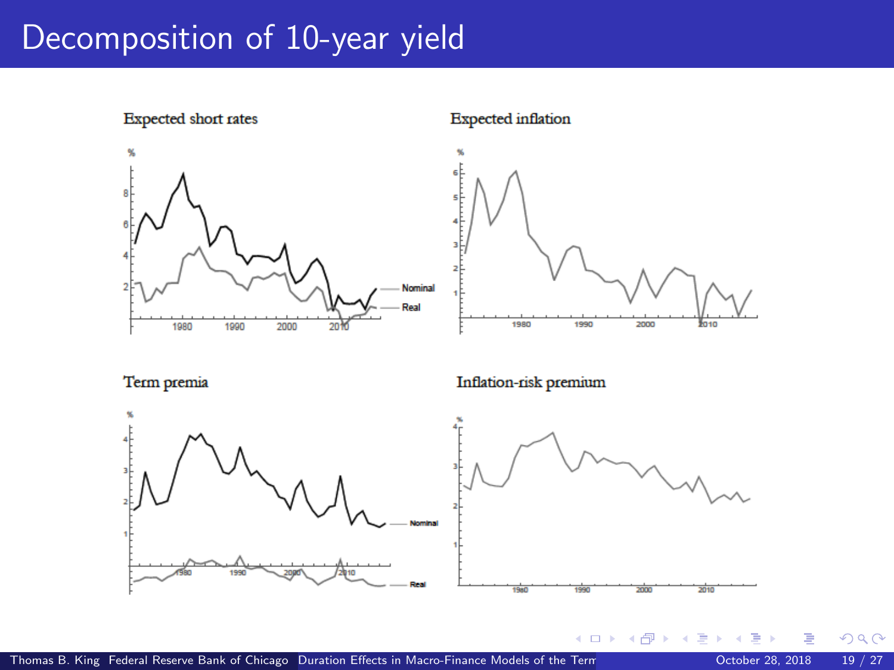# Decomposition of 10-year yield

Expected short rates

Expected inflation

Term premia

Inflation-risk premium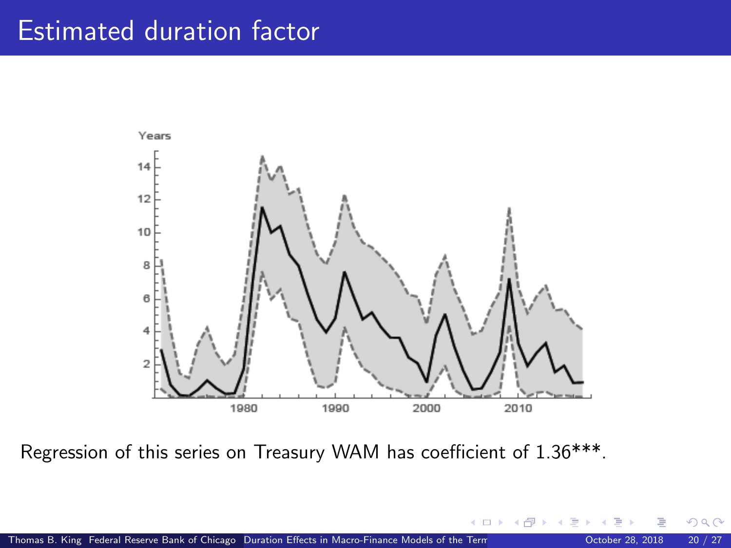# Estimated duration factor

Regression of this series on Treasury WAM has coefficient of 1.36***.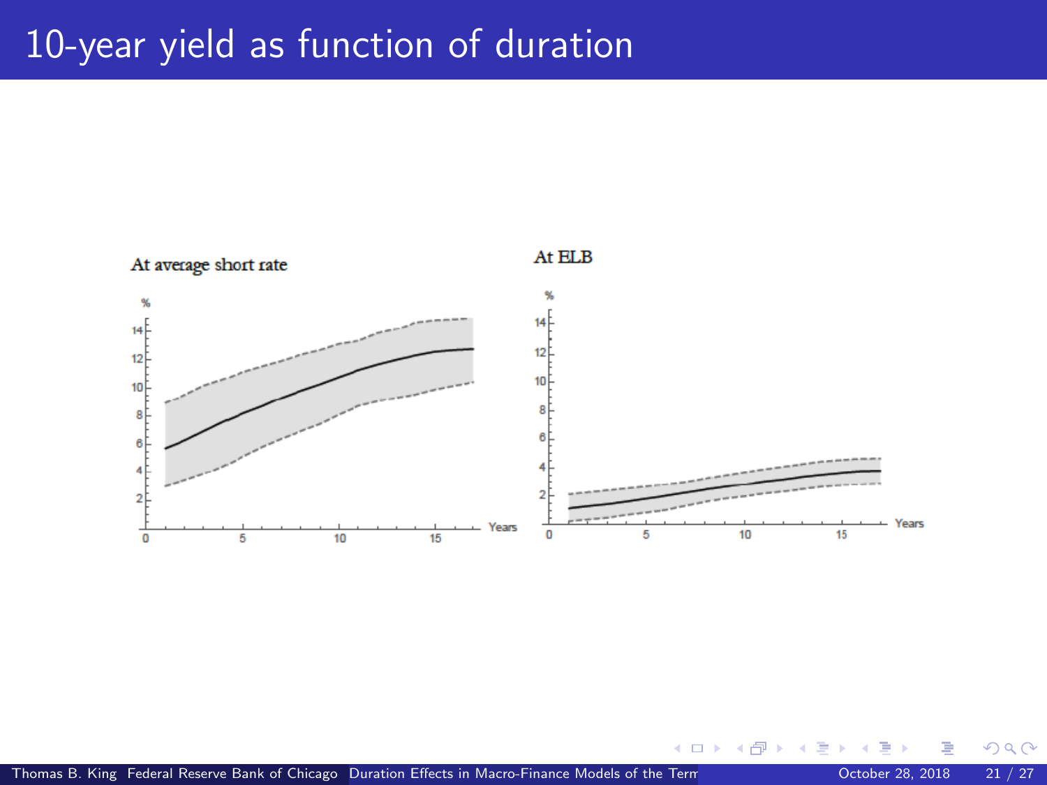# 10-year yield as function of duration

At average short rate

At ELB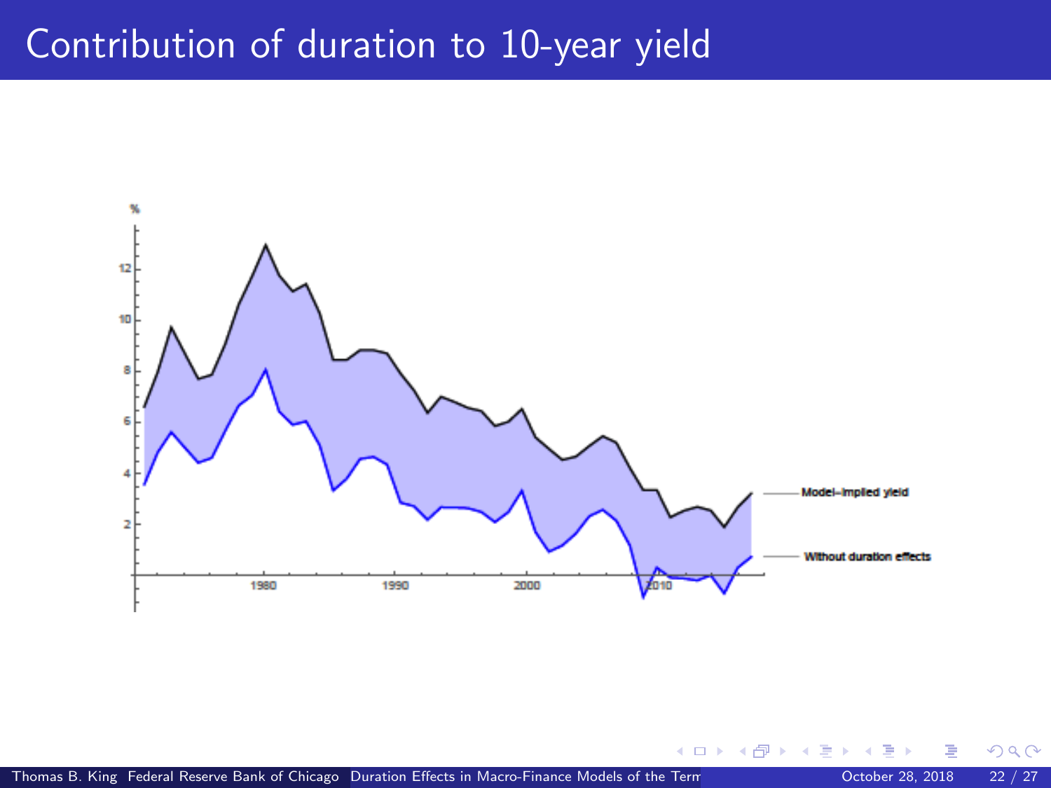# Contribution of duration to 10-year yield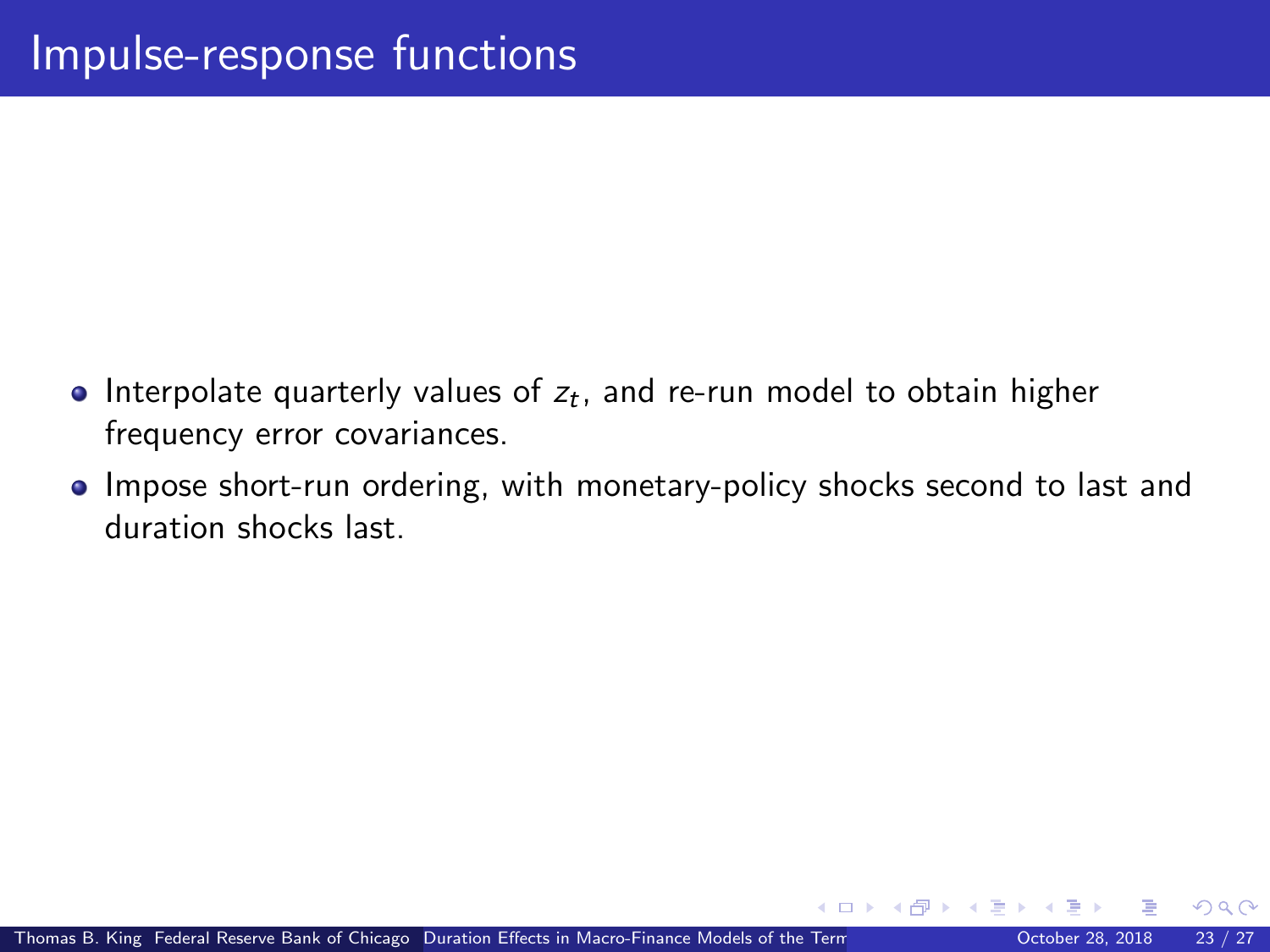# Impulse-response functions

- Interpolate quarterly values of $z_t$, and re-run model to obtain higher frequency error covariances.
- Impose short-run ordering, with monetary-policy shocks second to last and duration shocks last.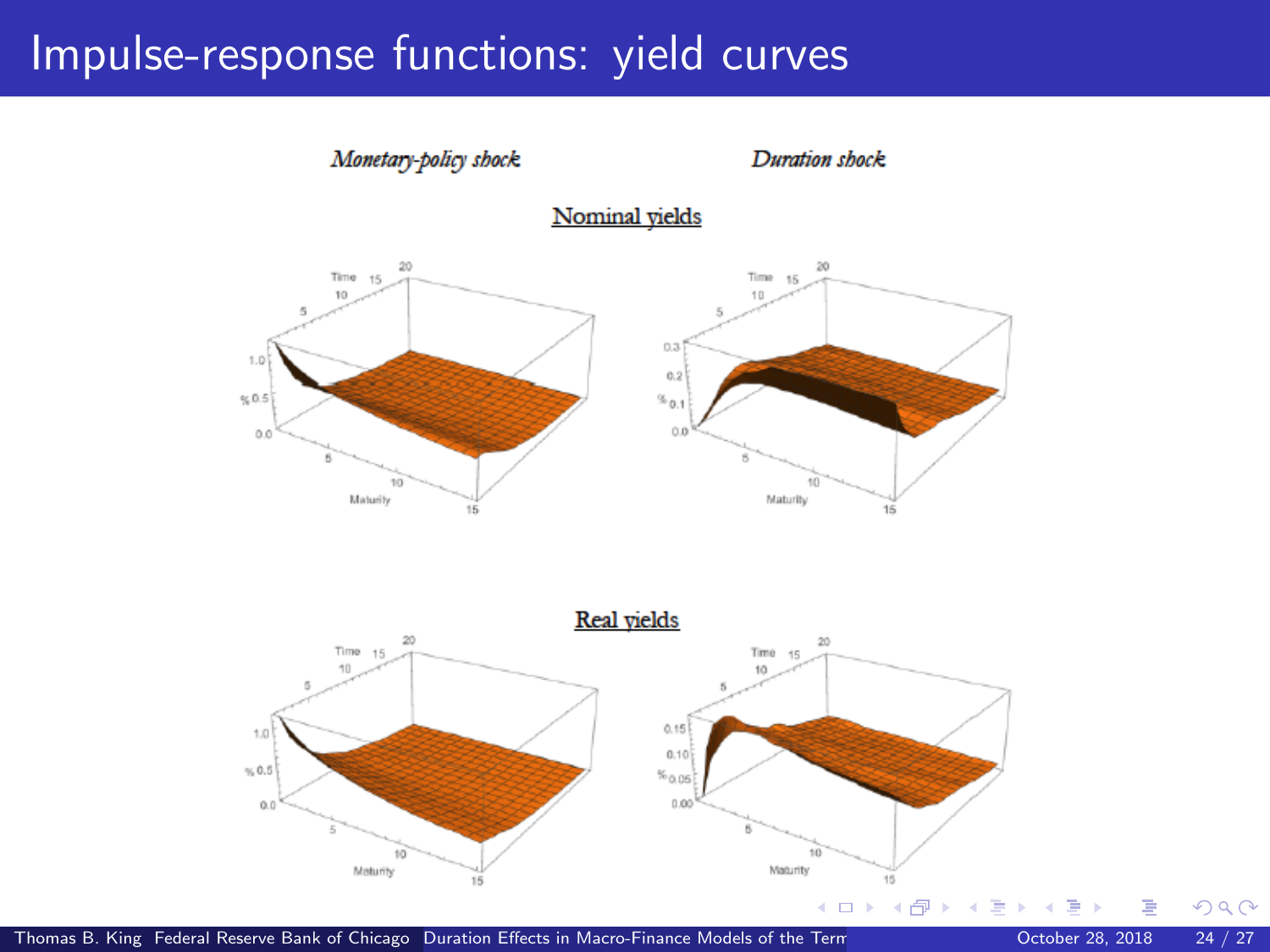# Impulse-response functions: yield curves

*Monetary-policy shock* | *Duration shock*

## Nominal yields

## Real yields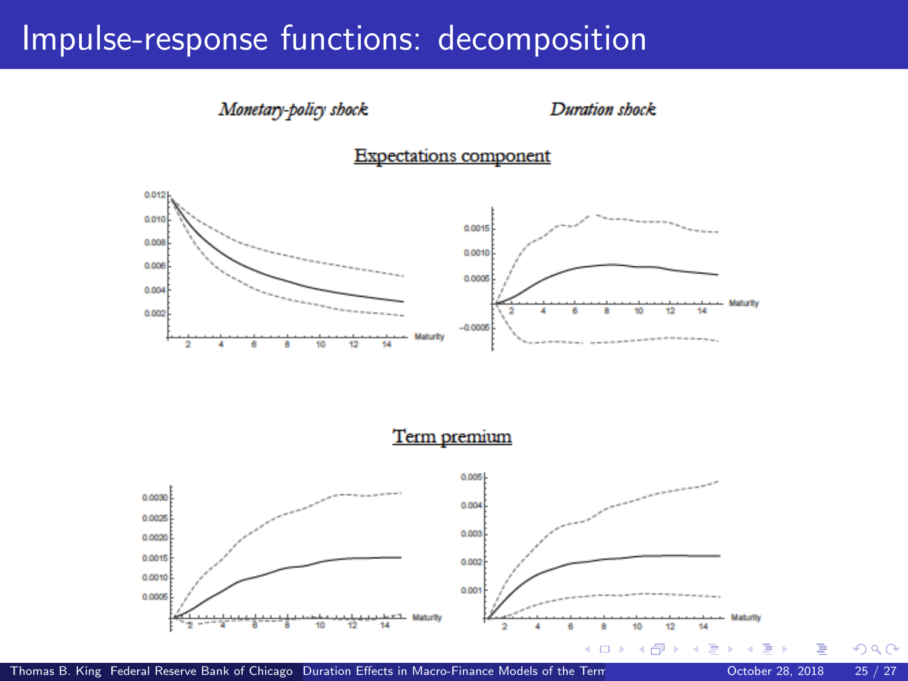# Impulse-response functions: decomposition

*Monetary-policy shock* *Duration shock*

Expectations component

Term premium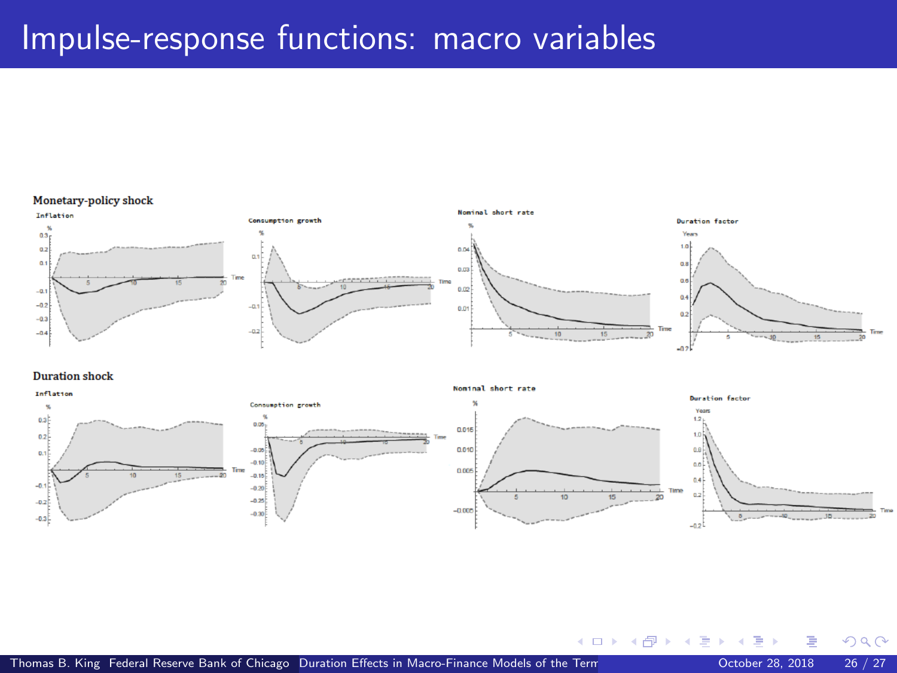# Impulse-response functions: macro variables

**Monetary-policy shock**

Inflation

Consumption growth

Nominal short rate

Duration factor

**Duration shock**

Inflation

Consumption growth

Nominal short rate

Duration factor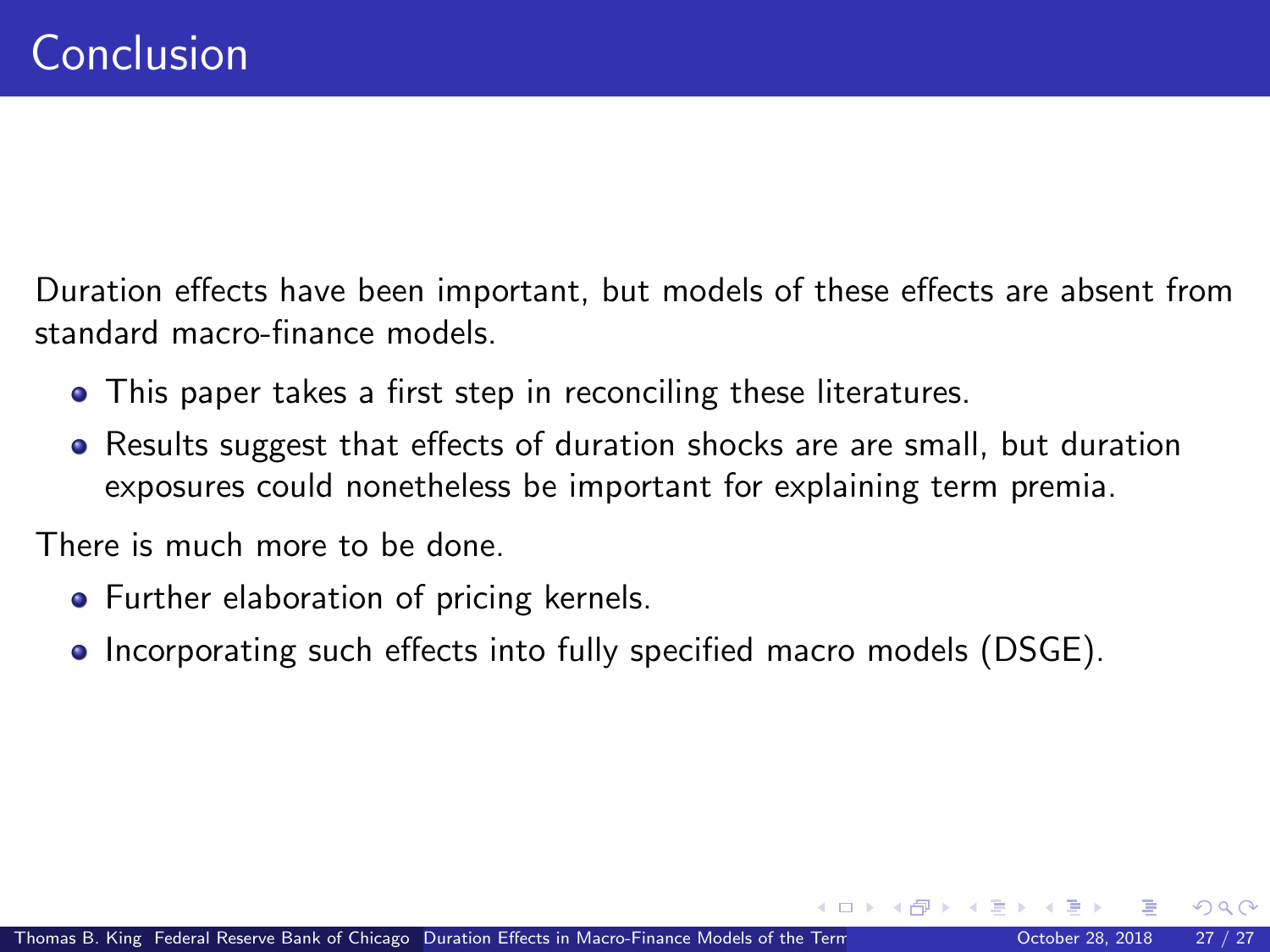# Conclusion

Duration effects have been important, but models of these effects are absent from standard macro-finance models.

- This paper takes a first step in reconciling these literatures.
- Results suggest that effects of duration shocks are are small, but duration exposures could nonetheless be important for explaining term premia.

There is much more to be done.

- Further elaboration of pricing kernels.
- Incorporating such effects into fully specified macro models (DSGE).